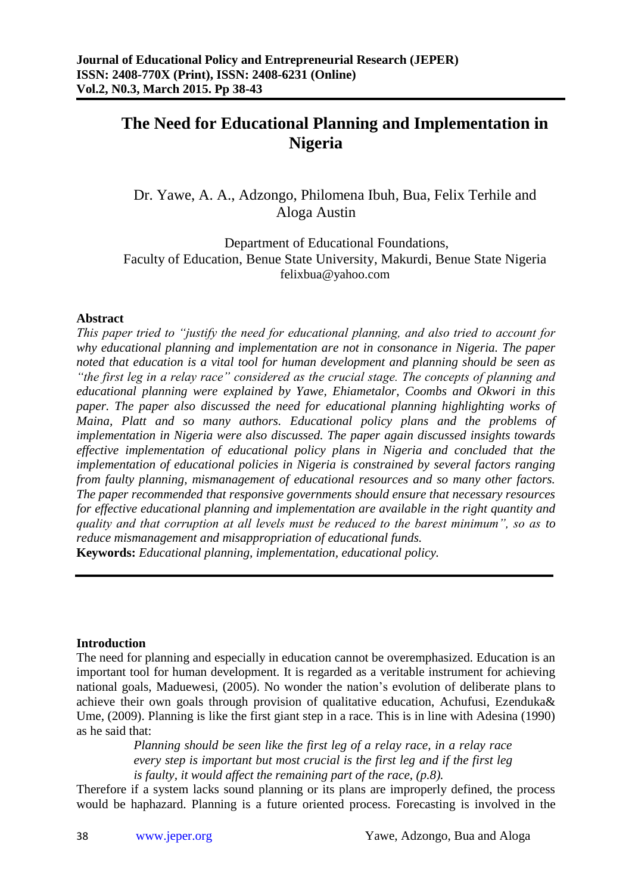# The Need for Educational Planning and Implementation in Nigeria

Dr. Yawe, A. A., Adzongo, Philomena Ibuh, Bua, Felix Terhile and Aloga Austin

Department of Educational Foundations,
Faculty of Education, Benue State University, Makurdi, Benue State Nigeria
felixbua@yahoo.com

## Abstract

*This paper tried to "justify the need for educational planning, and also tried to account for why educational planning and implementation are not in consonance in Nigeria. The paper noted that education is a vital tool for human development and planning should be seen as "the first leg in a relay race" considered as the crucial stage. The concepts of planning and educational planning were explained by Yawe, Ehiametalor, Coombs and Okwori in this paper. The paper also discussed the need for educational planning highlighting works of Maina, Platt and so many authors. Educational policy plans and the problems of implementation in Nigeria were also discussed. The paper again discussed insights towards effective implementation of educational policy plans in Nigeria and concluded that the implementation of educational policies in Nigeria is constrained by several factors ranging from faulty planning, mismanagement of educational resources and so many other factors. The paper recommended that responsive governments should ensure that necessary resources for effective educational planning and implementation are available in the right quantity and quality and that corruption at all levels must be reduced to the barest minimum", so as to reduce mismanagement and misappropriation of educational funds.*

**Keywords:** *Educational planning, implementation, educational policy.*

## Introduction

The need for planning and especially in education cannot be overemphasized. Education is an important tool for human development. It is regarded as a veritable instrument for achieving national goals, Maduewesi, (2005). No wonder the nation's evolution of deliberate plans to achieve their own goals through provision of qualitative education, Achufusi, Ezenduka& Ume, (2009). Planning is like the first giant step in a race. This is in line with Adesina (1990) as he said that:

> *Planning should be seen like the first leg of a relay race, in a relay race every step is important but most crucial is the first leg and if the first leg is faulty, it would affect the remaining part of the race, (p.8).*

Therefore if a system lacks sound planning or its plans are improperly defined, the process would be haphazard. Planning is a future oriented process. Forecasting is involved in the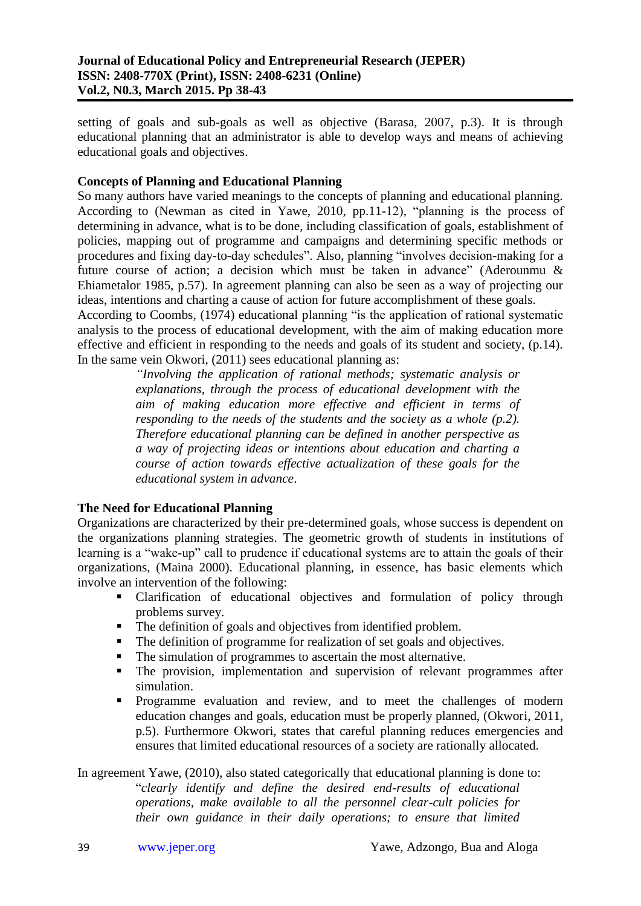setting of goals and sub-goals as well as objective (Barasa, 2007, p.3). It is through educational planning that an administrator is able to develop ways and means of achieving educational goals and objectives.

**Concepts of Planning and Educational Planning**

So many authors have varied meanings to the concepts of planning and educational planning. According to (Newman as cited in Yawe, 2010, pp.11-12), "planning is the process of determining in advance, what is to be done, including classification of goals, establishment of policies, mapping out of programme and campaigns and determining specific methods or procedures and fixing day-to-day schedules". Also, planning "involves decision-making for a future course of action; a decision which must be taken in advance" (Aderounmu & Ehiametalor 1985, p.57). In agreement planning can also be seen as a way of projecting our ideas, intentions and charting a cause of action for future accomplishment of these goals.

According to Coombs, (1974) educational planning "is the application of rational systematic analysis to the process of educational development, with the aim of making education more effective and efficient in responding to the needs and goals of its student and society, (p.14). In the same vein Okwori, (2011) sees educational planning as:

> *"Involving the application of rational methods; systematic analysis or explanations, through the process of educational development with the aim of making education more effective and efficient in terms of responding to the needs of the students and the society as a whole (p.2). Therefore educational planning can be defined in another perspective as a way of projecting ideas or intentions about education and charting a course of action towards effective actualization of these goals for the educational system in advance.*

**The Need for Educational Planning**

Organizations are characterized by their pre-determined goals, whose success is dependent on the organizations planning strategies. The geometric growth of students in institutions of learning is a "wake-up" call to prudence if educational systems are to attain the goals of their organizations, (Maina 2000). Educational planning, in essence, has basic elements which involve an intervention of the following:

- Clarification of educational objectives and formulation of policy through problems survey.
- The definition of goals and objectives from identified problem.
- The definition of programme for realization of set goals and objectives.
- The simulation of programmes to ascertain the most alternative.
- The provision, implementation and supervision of relevant programmes after simulation.
- Programme evaluation and review, and to meet the challenges of modern education changes and goals, education must be properly planned, (Okwori, 2011, p.5). Furthermore Okwori, states that careful planning reduces emergencies and ensures that limited educational resources of a society are rationally allocated.

In agreement Yawe, (2010), also stated categorically that educational planning is done to:

> "*clearly identify and define the desired end-results of educational operations, make available to all the personnel clear-cult policies for their own guidance in their daily operations; to ensure that limited*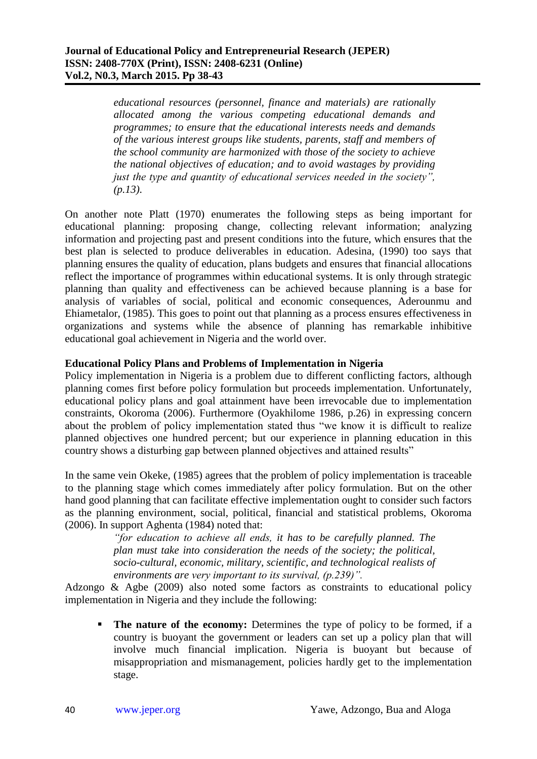> *educational resources (personnel, finance and materials) are rationally allocated among the various competing educational demands and programmes; to ensure that the educational interests needs and demands of the various interest groups like students, parents, staff and members of the school community are harmonized with those of the society to achieve the national objectives of education; and to avoid wastages by providing just the type and quantity of educational services needed in the society", (p.13).*

On another note Platt (1970) enumerates the following steps as being important for educational planning: proposing change, collecting relevant information; analyzing information and projecting past and present conditions into the future, which ensures that the best plan is selected to produce deliverables in education. Adesina, (1990) too says that planning ensures the quality of education, plans budgets and ensures that financial allocations reflect the importance of programmes within educational systems. It is only through strategic planning than quality and effectiveness can be achieved because planning is a base for analysis of variables of social, political and economic consequences, Aderounmu and Ehiametalor, (1985). This goes to point out that planning as a process ensures effectiveness in organizations and systems while the absence of planning has remarkable inhibitive educational goal achievement in Nigeria and the world over.

**Educational Policy Plans and Problems of Implementation in Nigeria**

Policy implementation in Nigeria is a problem due to different conflicting factors, although planning comes first before policy formulation but proceeds implementation. Unfortunately, educational policy plans and goal attainment have been irrevocable due to implementation constraints, Okoroma (2006). Furthermore (Oyakhilome 1986, p.26) in expressing concern about the problem of policy implementation stated thus "we know it is difficult to realize planned objectives one hundred percent; but our experience in planning education in this country shows a disturbing gap between planned objectives and attained results"

In the same vein Okeke, (1985) agrees that the problem of policy implementation is traceable to the planning stage which comes immediately after policy formulation. But on the other hand good planning that can facilitate effective implementation ought to consider such factors as the planning environment, social, political, financial and statistical problems, Okoroma (2006). In support Aghenta (1984) noted that:

> *"for education to achieve all ends, it has to be carefully planned. The plan must take into consideration the needs of the society; the political, socio-cultural, economic, military, scientific, and technological realists of environments are very important to its survival, (p.239)".*

Adzongo & Agbe (2009) also noted some factors as constraints to educational policy implementation in Nigeria and they include the following:

- **The nature of the economy:** Determines the type of policy to be formed, if a country is buoyant the government or leaders can set up a policy plan that will involve much financial implication. Nigeria is buoyant but because of misappropriation and mismanagement, policies hardly get to the implementation stage.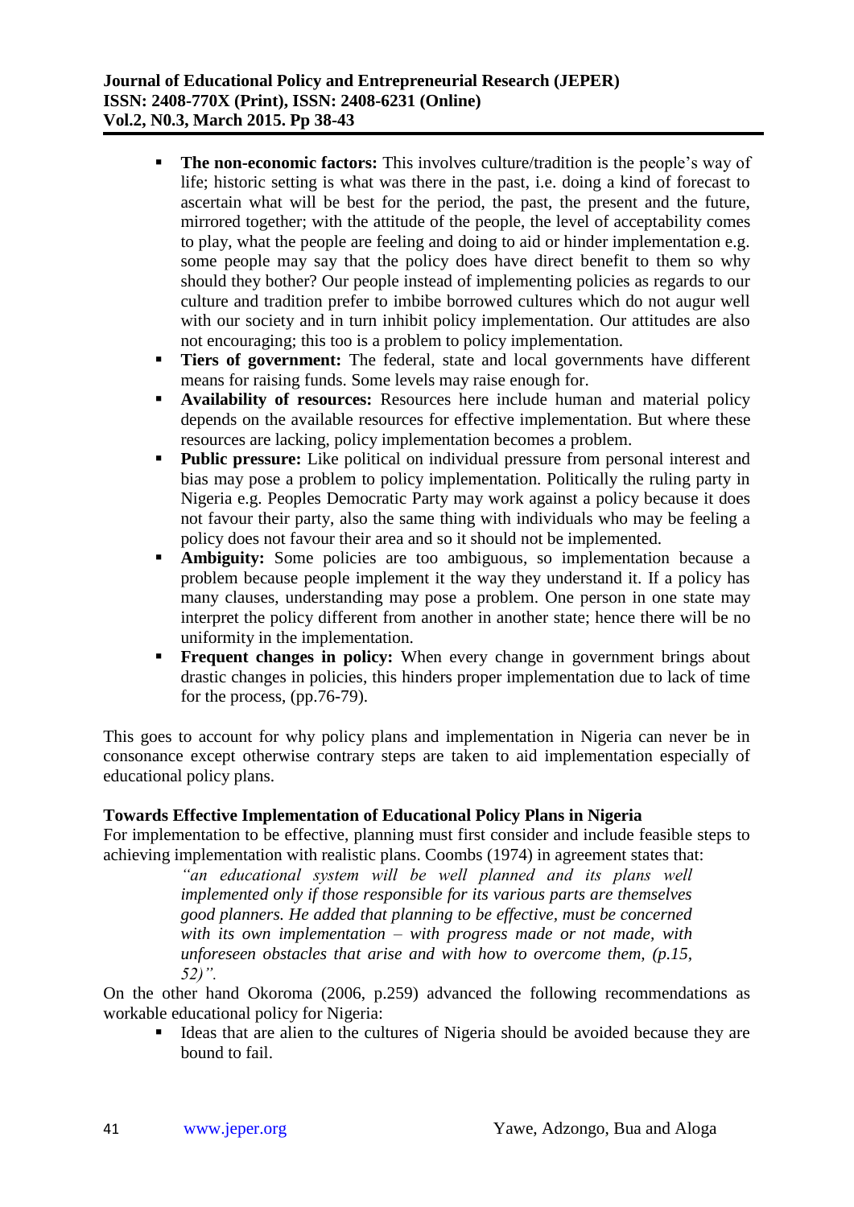- **The non-economic factors:** This involves culture/tradition is the people's way of life; historic setting is what was there in the past, i.e. doing a kind of forecast to ascertain what will be best for the period, the past, the present and the future, mirrored together; with the attitude of the people, the level of acceptability comes to play, what the people are feeling and doing to aid or hinder implementation e.g. some people may say that the policy does have direct benefit to them so why should they bother? Our people instead of implementing policies as regards to our culture and tradition prefer to imbibe borrowed cultures which do not augur well with our society and in turn inhibit policy implementation. Our attitudes are also not encouraging; this too is a problem to policy implementation.
- **Tiers of government:** The federal, state and local governments have different means for raising funds. Some levels may raise enough for.
- **Availability of resources:** Resources here include human and material policy depends on the available resources for effective implementation. But where these resources are lacking, policy implementation becomes a problem.
- **Public pressure:** Like political on individual pressure from personal interest and bias may pose a problem to policy implementation. Politically the ruling party in Nigeria e.g. Peoples Democratic Party may work against a policy because it does not favour their party, also the same thing with individuals who may be feeling a policy does not favour their area and so it should not be implemented.
- **Ambiguity:** Some policies are too ambiguous, so implementation because a problem because people implement it the way they understand it. If a policy has many clauses, understanding may pose a problem. One person in one state may interpret the policy different from another in another state; hence there will be no uniformity in the implementation.
- **Frequent changes in policy:** When every change in government brings about drastic changes in policies, this hinders proper implementation due to lack of time for the process, (pp.76-79).

This goes to account for why policy plans and implementation in Nigeria can never be in consonance except otherwise contrary steps are taken to aid implementation especially of educational policy plans.

### Towards Effective Implementation of Educational Policy Plans in Nigeria

For implementation to be effective, planning must first consider and include feasible steps to achieving implementation with realistic plans. Coombs (1974) in agreement states that:

> *"an educational system will be well planned and its plans well implemented only if those responsible for its various parts are themselves good planners. He added that planning to be effective, must be concerned with its own implementation – with progress made or not made, with unforeseen obstacles that arise and with how to overcome them, (p.15, 52)".*

On the other hand Okoroma (2006, p.259) advanced the following recommendations as workable educational policy for Nigeria:

- Ideas that are alien to the cultures of Nigeria should be avoided because they are bound to fail.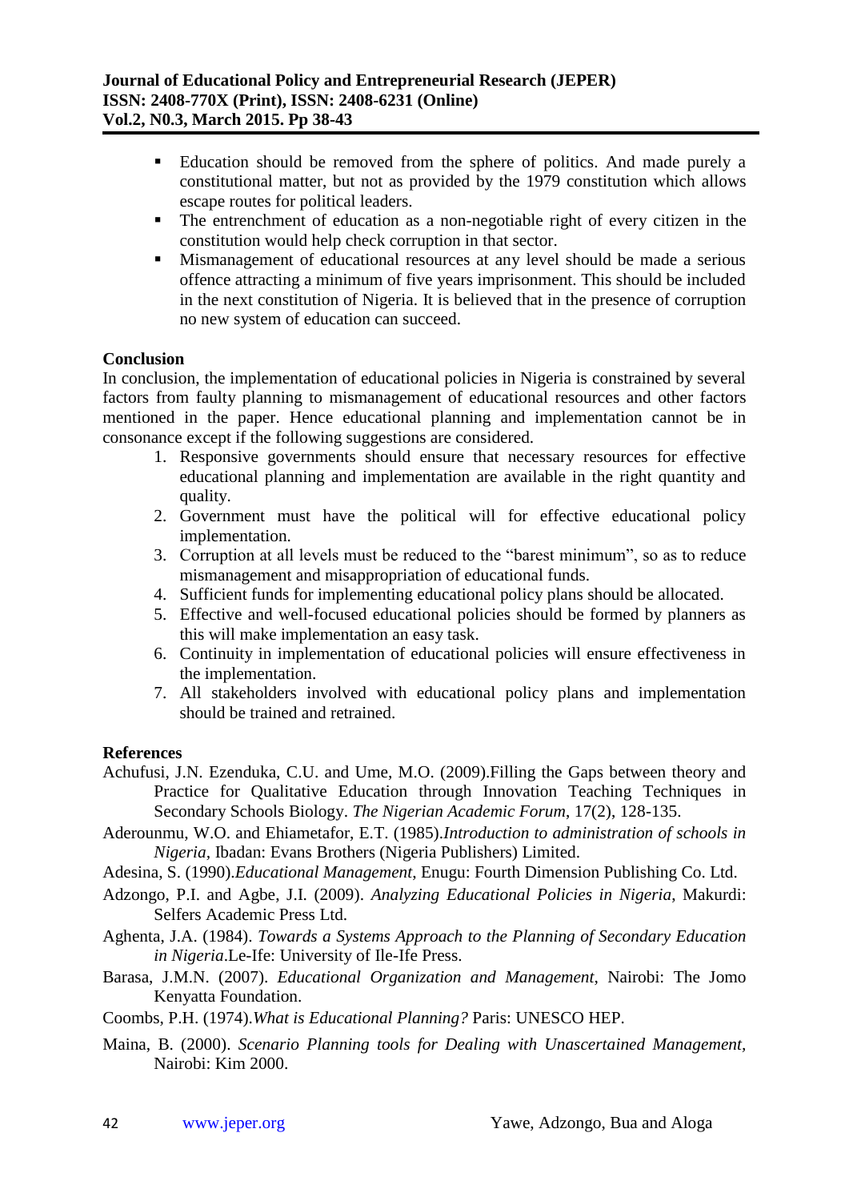- Education should be removed from the sphere of politics. And made purely a constitutional matter, but not as provided by the 1979 constitution which allows escape routes for political leaders.
- The entrenchment of education as a non-negotiable right of every citizen in the constitution would help check corruption in that sector.
- Mismanagement of educational resources at any level should be made a serious offence attracting a minimum of five years imprisonment. This should be included in the next constitution of Nigeria. It is believed that in the presence of corruption no new system of education can succeed.

## Conclusion

In conclusion, the implementation of educational policies in Nigeria is constrained by several factors from faulty planning to mismanagement of educational resources and other factors mentioned in the paper. Hence educational planning and implementation cannot be in consonance except if the following suggestions are considered.

1. Responsive governments should ensure that necessary resources for effective educational planning and implementation are available in the right quantity and quality.
2. Government must have the political will for effective educational policy implementation.
3. Corruption at all levels must be reduced to the "barest minimum", so as to reduce mismanagement and misappropriation of educational funds.
4. Sufficient funds for implementing educational policy plans should be allocated.
5. Effective and well-focused educational policies should be formed by planners as this will make implementation an easy task.
6. Continuity in implementation of educational policies will ensure effectiveness in the implementation.
7. All stakeholders involved with educational policy plans and implementation should be trained and retrained.

## References

Achufusi, J.N. Ezenduka, C.U. and Ume, M.O. (2009).Filling the Gaps between theory and Practice for Qualitative Education through Innovation Teaching Techniques in Secondary Schools Biology. *The Nigerian Academic Forum*, 17(2), 128-135.

Aderounmu, W.O. and Ehiametafor, E.T. (1985).*Introduction to administration of schools in Nigeria*, Ibadan: Evans Brothers (Nigeria Publishers) Limited.

Adesina, S. (1990).*Educational Management*, Enugu: Fourth Dimension Publishing Co. Ltd.

Adzongo, P.I. and Agbe, J.I. (2009). *Analyzing Educational Policies in Nigeria*, Makurdi: Selfers Academic Press Ltd.

Aghenta, J.A. (1984). *Towards a Systems Approach to the Planning of Secondary Education in Nigeria*.Le-Ife: University of Ile-Ife Press.

Barasa, J.M.N. (2007). *Educational Organization and Management*, Nairobi: The Jomo Kenyatta Foundation.

Coombs, P.H. (1974).*What is Educational Planning?* Paris: UNESCO HEP.

Maina, B. (2000). *Scenario Planning tools for Dealing with Unascertained Management*, Nairobi: Kim 2000.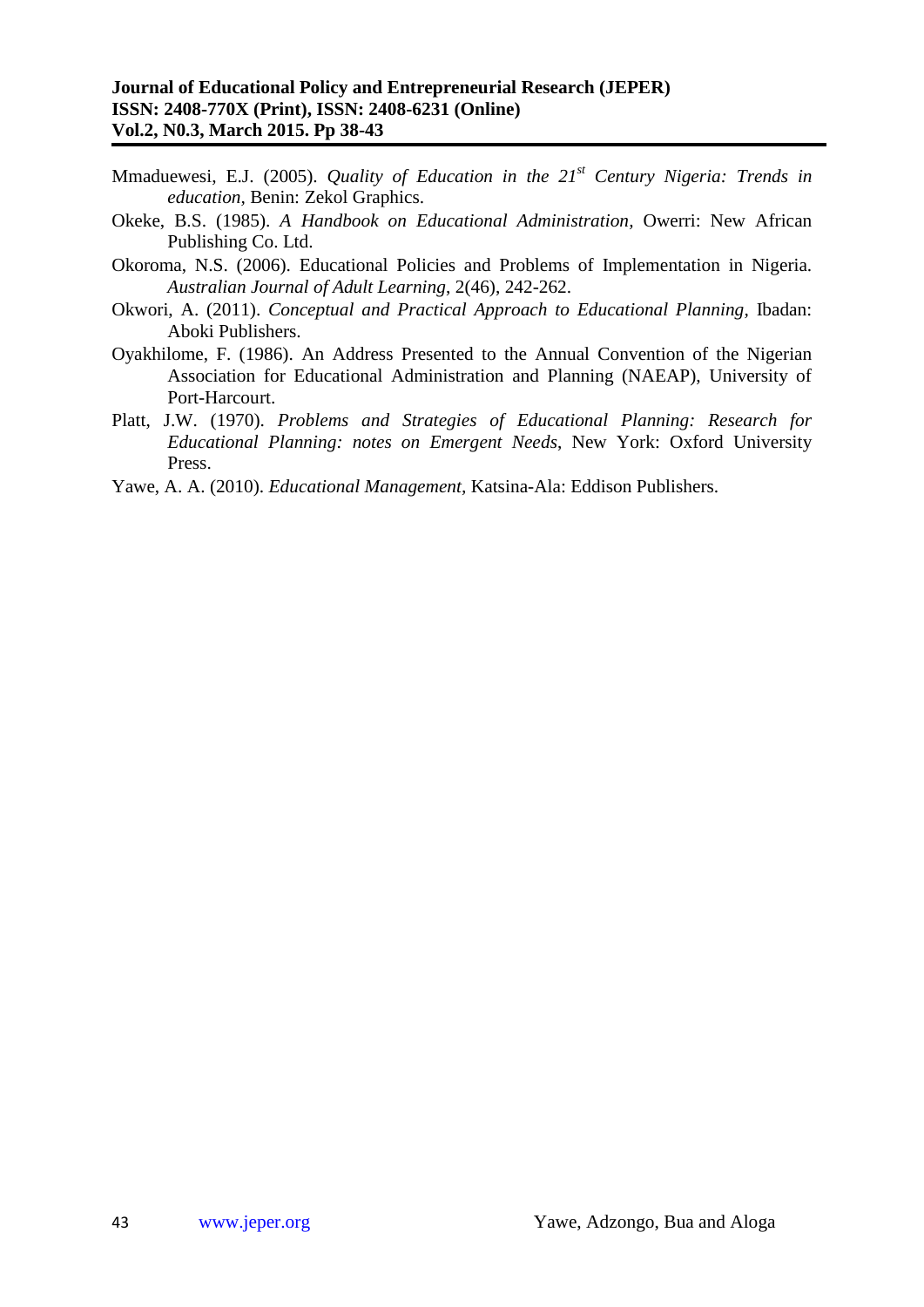Mmaduewesi, E.J. (2005). *Quality of Education in the 21st Century Nigeria: Trends in education*, Benin: Zekol Graphics.

Okeke, B.S. (1985). *A Handbook on Educational Administration*, Owerri: New African Publishing Co. Ltd.

Okoroma, N.S. (2006). Educational Policies and Problems of Implementation in Nigeria. *Australian Journal of Adult Learning*, 2(46), 242-262.

Okwori, A. (2011). *Conceptual and Practical Approach to Educational Planning*, Ibadan: Aboki Publishers.

Oyakhilome, F. (1986). An Address Presented to the Annual Convention of the Nigerian Association for Educational Administration and Planning (NAEAP), University of Port-Harcourt.

Platt, J.W. (1970). *Problems and Strategies of Educational Planning: Research for Educational Planning: notes on Emergent Needs*, New York: Oxford University Press.

Yawe, A. A. (2010). *Educational Management*, Katsina-Ala: Eddison Publishers.